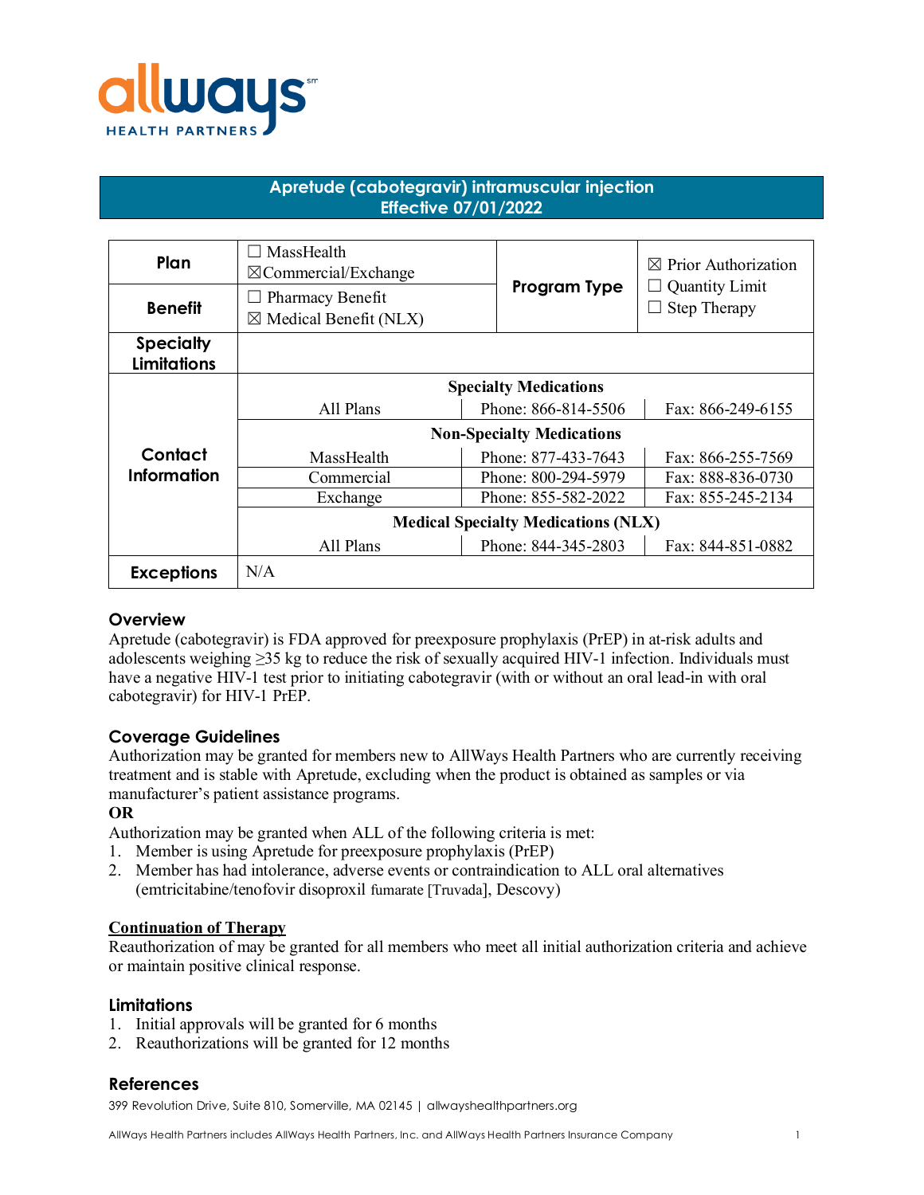## Apretude (cabotegravir) intramuscular injection
## Effective 07/01/2022

| | | | |
|---|---|---|---|
| **Plan** | ☐ MassHealth<br>☒Commercial/Exchange | **Program Type** | ☒ Prior Authorization<br>☐ Quantity Limit<br>☐ Step Therapy |
| **Benefit** | ☐ Pharmacy Benefit<br>☒ Medical Benefit (NLX) | | |
| **Specialty Limitations** | | | |
| **Contact Information** | **Specialty Medications** | | |
| | All Plans | Phone: 866-814-5506 | Fax: 866-249-6155 |
| | **Non-Specialty Medications** | | |
| | MassHealth | Phone: 877-433-7643 | Fax: 866-255-7569 |
| | Commercial | Phone: 800-294-5979 | Fax: 888-836-0730 |
| | Exchange | Phone: 855-582-2022 | Fax: 855-245-2134 |
| | **Medical Specialty Medications (NLX)** | | |
| | All Plans | Phone: 844-345-2803 | Fax: 844-851-0882 |
| **Exceptions** | N/A | | |

### Overview

Apretude (cabotegravir) is FDA approved for preexposure prophylaxis (PrEP) in at-risk adults and adolescents weighing ≥35 kg to reduce the risk of sexually acquired HIV-1 infection. Individuals must have a negative HIV-1 test prior to initiating cabotegravir (with or without an oral lead-in with oral cabotegravir) for HIV-1 PrEP.

### Coverage Guidelines

Authorization may be granted for members new to AllWays Health Partners who are currently receiving treatment and is stable with Apretude, excluding when the product is obtained as samples or via manufacturer's patient assistance programs.

**OR**

Authorization may be granted when ALL of the following criteria is met:

1. Member is using Apretude for preexposure prophylaxis (PrEP)
2. Member has had intolerance, adverse events or contraindication to ALL oral alternatives (emtricitabine/tenofovir disoproxil fumarate [Truvada], Descovy)

**Continuation of Therapy**

Reauthorization of may be granted for all members who meet all initial authorization criteria and achieve or maintain positive clinical response.

### Limitations

1. Initial approvals will be granted for 6 months
2. Reauthorizations will be granted for 12 months

### References

399 Revolution Drive, Suite 810, Somerville, MA 02145 | allwayshealthpartners.org

AllWays Health Partners includes AllWays Health Partners, Inc. and AllWays Health Partners Insurance Company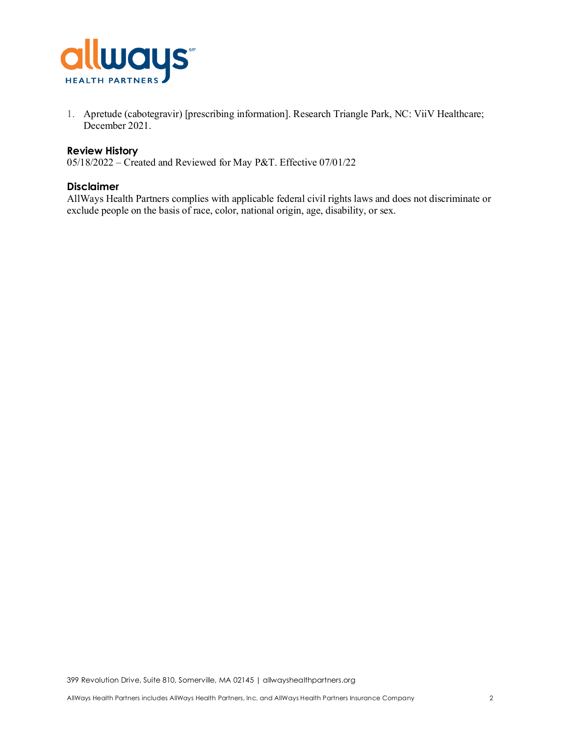1. Apretude (cabotegravir) [prescribing information]. Research Triangle Park, NC: ViiV Healthcare; December 2021.

### Review History

05/18/2022 – Created and Reviewed for May P&T. Effective 07/01/22

### Disclaimer

AllWays Health Partners complies with applicable federal civil rights laws and does not discriminate or exclude people on the basis of race, color, national origin, age, disability, or sex.